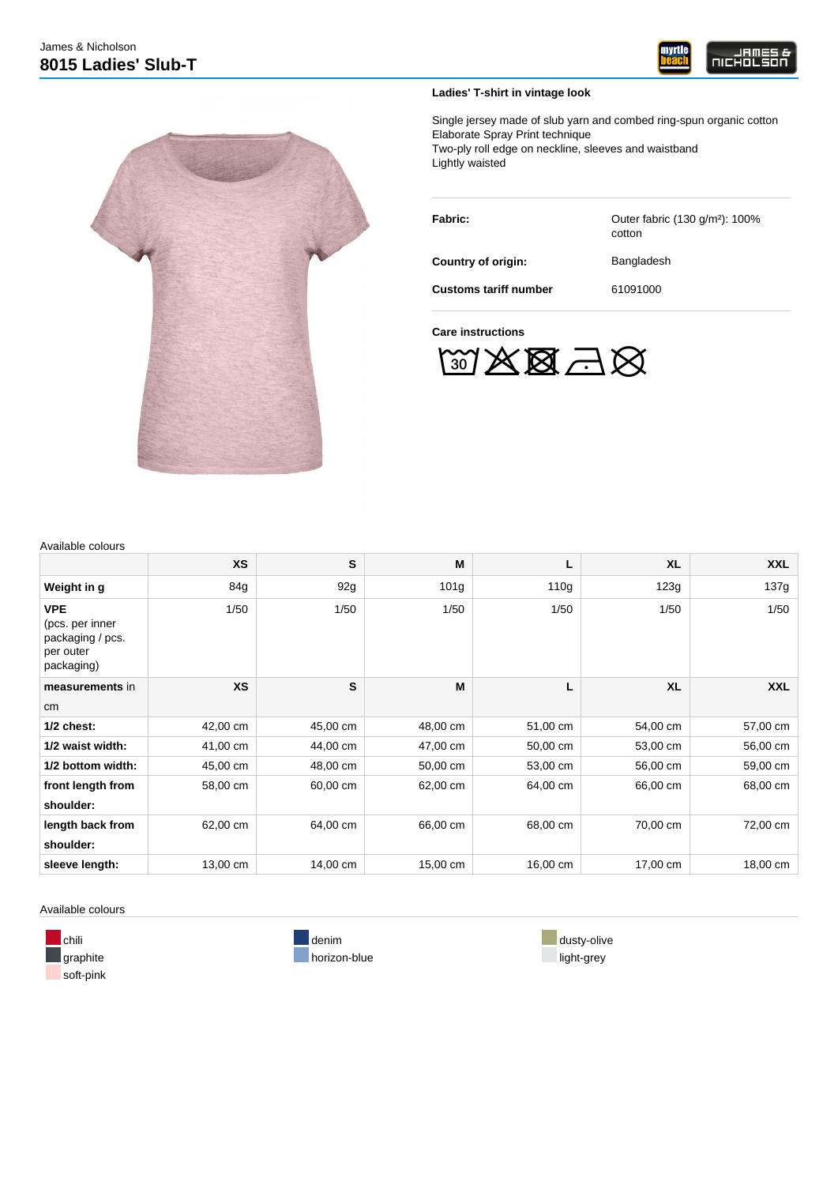James & Nicholson

# 8015 Ladies' Slub-T

**Ladies' T-shirt in vintage look**

Single jersey made of slub yarn and combed ring-spun organic cotton
Elaborate Spray Print technique
Two-ply roll edge on neckline, sleeves and waistband
Lightly waisted

| | |
|---|---|
| **Fabric:** | Outer fabric (130 g/m²): 100% cotton |
| **Country of origin:** | Bangladesh |
| **Customs tariff number** | 61091000 |

**Care instructions**

Available colours

| | XS | S | M | L | XL | XXL |
|---|---|---|---|---|---|---|
| **Weight in g** | 84g | 92g | 101g | 110g | 123g | 137g |
| **VPE** (pcs. per inner packaging / pcs. per outer packaging) | 1/50 | 1/50 | 1/50 | 1/50 | 1/50 | 1/50 |
| **measurements** in cm | **XS** | **S** | **M** | **L** | **XL** | **XXL** |
| **1/2 chest:** | 42,00 cm | 45,00 cm | 48,00 cm | 51,00 cm | 54,00 cm | 57,00 cm |
| **1/2 waist width:** | 41,00 cm | 44,00 cm | 47,00 cm | 50,00 cm | 53,00 cm | 56,00 cm |
| **1/2 bottom width:** | 45,00 cm | 48,00 cm | 50,00 cm | 53,00 cm | 56,00 cm | 59,00 cm |
| **front length from shoulder:** | 58,00 cm | 60,00 cm | 62,00 cm | 64,00 cm | 66,00 cm | 68,00 cm |
| **length back from shoulder:** | 62,00 cm | 64,00 cm | 66,00 cm | 68,00 cm | 70,00 cm | 72,00 cm |
| **sleeve length:** | 13,00 cm | 14,00 cm | 15,00 cm | 16,00 cm | 17,00 cm | 18,00 cm |

Available colours

- chili
- graphite
- soft-pink
- denim
- horizon-blue
- dusty-olive
- light-grey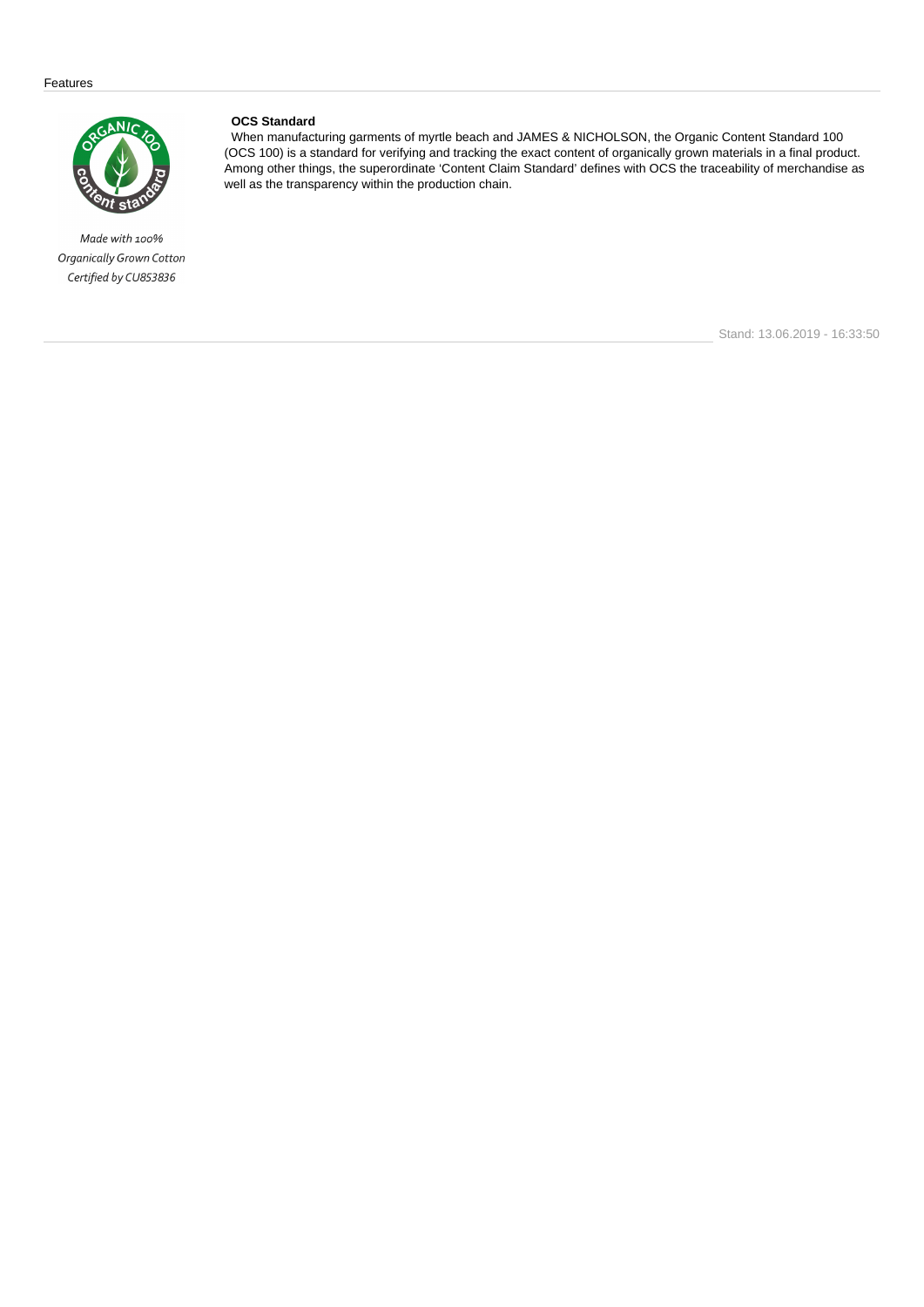Features

*Made with 100%*
*Organically Grown Cotton*
*Certified by CU853836*

**OCS Standard**

When manufacturing garments of myrtle beach and JAMES & NICHOLSON, the Organic Content Standard 100 (OCS 100) is a standard for verifying and tracking the exact content of organically grown materials in a final product. Among other things, the superordinate 'Content Claim Standard' defines with OCS the traceability of merchandise as well as the transparency within the production chain.

Stand: 13.06.2019 - 16:33:50